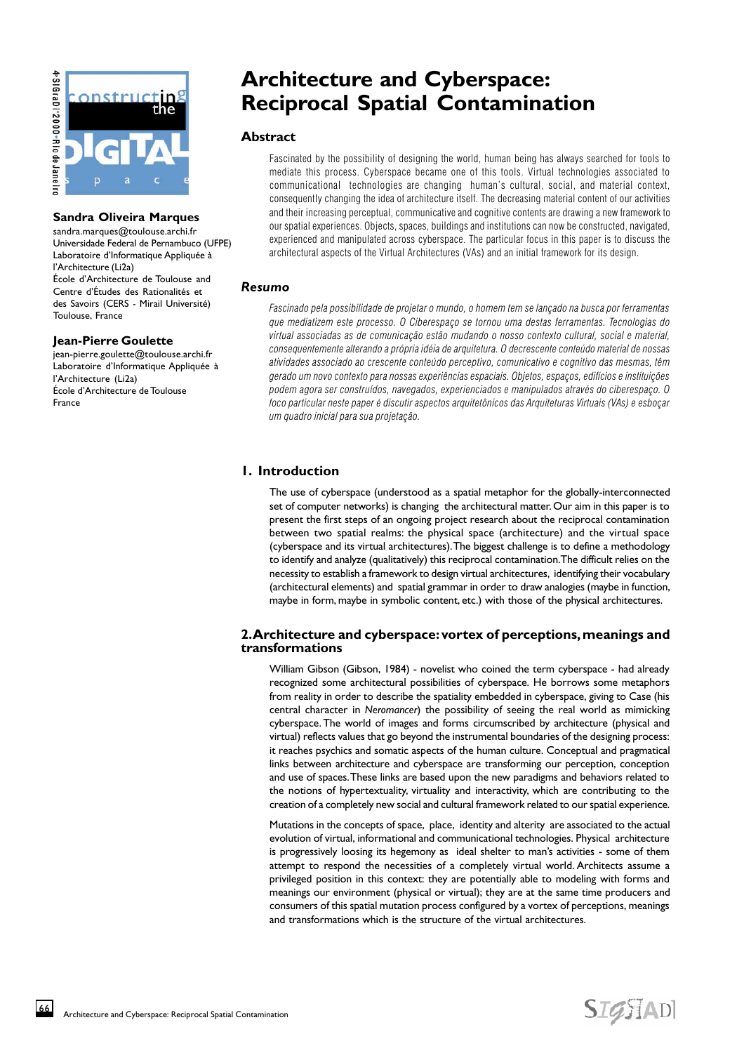# Architecture and Cyberspace: Reciprocal Spatial Contamination

**Sandra Oliveira Marques**
sandra.marques@toulouse.archi.fr
Universidade Federal de Pernambuco (UFPE)
Laboratoire d'Informatique Appliquée à l'Architecture (Li2a)
École d'Architecture de Toulouse and Centre d'Études des Rationalités et des Savoirs (CERS - Mirail Université)
Toulouse, France

**Jean-Pierre Goulette**
jean-pierre.goulette@toulouse.archi.fr
Laboratoire d'Informatique Appliquée à l'Architecture (Li2a)
École d'Architecture de Toulouse
France

## Abstract

Fascinated by the possibility of designing the world, human being has always searched for tools to mediate this process. Cyberspace became one of this tools. Virtual technologies associated to communicational technologies are changing human's cultural, social, and material context, consequently changing the idea of architecture itself. The decreasing material content of our activities and their increasing perceptual, communicative and cognitive contents are drawing a new framework to our spatial experiences. Objects, spaces, buildings and institutions can now be constructed, navigated, experienced and manipulated across cyberspace. The particular focus in this paper is to discuss the architectural aspects of the Virtual Architectures (VAs) and an initial framework for its design.

## *Resumo*

*Fascinado pela possibilidade de projetar o mundo, o homem tem se lançado na busca por ferramentas que mediatizem este processo. O Ciberespaço se tornou uma destas ferramentas. Tecnologias do virtual associadas as de comunicação estão mudando o nosso contexto cultural, social e material, consequentemente alterando a própria idéia de arquitetura. O decrescente conteúdo material de nossas atividades associado ao crescente conteúdo perceptivo, comunicativo e cognitivo das mesmas, têm gerado um novo contexto para nossas experiências espaciais. Objetos, espaços, edifícios e instituições podem agora ser construídos, navegados, experienciados e manipulados através do ciberespaço. O foco particular neste paper é discutir aspectos arquitetônicos das Arquiteturas Virtuais (VAs) e esboçar um quadro inicial para sua projetação.*

## 1. Introduction

The use of cyberspace (understood as a spatial metaphor for the globally-interconnected set of computer networks) is changing the architectural matter. Our aim in this paper is to present the first steps of an ongoing project research about the reciprocal contamination between two spatial realms: the physical space (architecture) and the virtual space (cyberspace and its virtual architectures). The biggest challenge is to define a methodology to identify and analyze (qualitatively) this reciprocal contamination. The difficult relies on the necessity to establish a framework to design virtual architectures, identifying their vocabulary (architectural elements) and spatial grammar in order to draw analogies (maybe in function, maybe in form, maybe in symbolic content, etc.) with those of the physical architectures.

## 2. Architecture and cyberspace: vortex of perceptions, meanings and transformations

William Gibson (Gibson, 1984) - novelist who coined the term cyberspace - had already recognized some architectural possibilities of cyberspace. He borrows some metaphors from reality in order to describe the spatiality embedded in cyberspace, giving to Case (his central character in *Neromancer*) the possibility of seeing the real world as mimicking cyberspace. The world of images and forms circumscribed by architecture (physical and virtual) reflects values that go beyond the instrumental boundaries of the designing process: it reaches psychics and somatic aspects of the human culture. Conceptual and pragmatical links between architecture and cyberspace are transforming our perception, conception and use of spaces. These links are based upon the new paradigms and behaviors related to the notions of hypertextuality, virtuality and interactivity, which are contributing to the creation of a completely new social and cultural framework related to our spatial experience.

Mutations in the concepts of space, place, identity and alterity are associated to the actual evolution of virtual, informational and communicational technologies. Physical architecture is progressively loosing its hegemony as ideal shelter to man's activities - some of them attempt to respond the necessities of a completely virtual world. Architects assume a privileged position in this context: they are potentially able to modeling with forms and meanings our environment (physical or virtual); they are at the same time producers and consumers of this spatial mutation process configured by a vortex of perceptions, meanings and transformations which is the structure of the virtual architectures.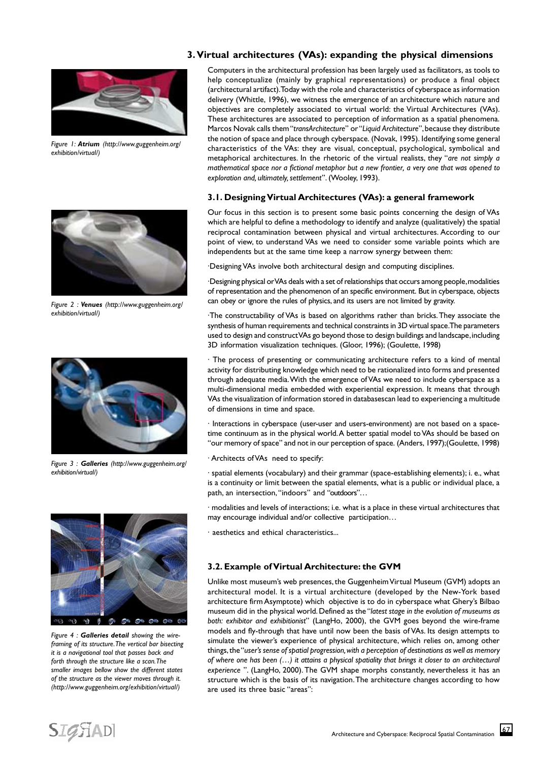*Figure 1: **Atrium** (http://www.guggenheim.org/exhibition/virtual/)*

*Figure 2 : **Venues** (http://www.guggenheim.org/exhibition/virtual/)*

*Figure 3 : **Galleries** (http://www.guggenheim.org/exhibition/virtual/)*

*Figure 4 : **Galleries detail** showing the wire-framing of its structure. The vertical bar bisecting it is a navigational tool that passes back and forth through the structure like a scan. The smaller images bellow show the different states of the structure as the viewer moves through it. (http://www.guggenheim.org/exhibition/virtual/)*

## 3. Virtual architectures (VAs): expanding the physical dimensions

Computers in the architectural profession has been largely used as facilitators, as tools to help conceptualize (mainly by graphical representations) or produce a final object (architectural artifact). Today with the role and characteristics of cyberspace as information delivery (Whittle, 1996), we witness the emergence of an architecture which nature and objectives are completely associated to virtual world: the Virtual Architectures (VAs). These architectures are associated to perception of information as a spatial phenomena. Marcos Novak calls them "*transArchitecture*" or "*Liquid Architecture*", because they distribute the notion of space and place through cyberspace. (Novak, 1995). Identifying some general characteristics of the VAs: they are visual, conceptual, psychological, symbolical and metaphorical architectures. In the rhetoric of the virtual realists, they "*are not simply a mathematical space nor a fictional metaphor but a new frontier, a very one that was opened to exploration and, ultimately, settlement*". (Wooley, 1993).

### 3.1. Designing Virtual Architectures (VAs): a general framework

Our focus in this section is to present some basic points concerning the design of VAs which are helpful to define a methodology to identify and analyze (qualitatively) the spatial reciprocal contamination between physical and virtual architectures. According to our point of view, to understand VAs we need to consider some variable points which are independents but at the same time keep a narrow synergy between them:

·Designing VAs involve both architectural design and computing disciplines.

·Designing physical or VAs deals with a set of relationships that occurs among people, modalities of representation and the phenomenon of an specific environment. But in cyberspace, objects can obey or ignore the rules of physics, and its users are not limited by gravity.

·The constructability of VAs is based on algorithms rather than bricks. They associate the synthesis of human requirements and technical constraints in 3D virtual space. The parameters used to design and construct VAs go beyond those to design buildings and landscape, including 3D information visualization techniques. (Gloor, 1996); (Goulette, 1998)

· The process of presenting or communicating architecture refers to a kind of mental activity for distributing knowledge which need to be rationalized into forms and presented through adequate media. With the emergence of VAs we need to include cyberspace as a multi-dimensional media embedded with experiential expression. It means that through VAs the visualization of information stored in databasescan lead to experiencing a multitude of dimensions in time and space.

· Interactions in cyberspace (user-user and users-environment) are not based on a space-time continuum as in the physical world. A better spatial model to VAs should be based on "our memory of space" and not in our perception of space. (Anders, 1997);(Goulette, 1998)

· Architects of VAs need to specify:

· spatial elements (vocabulary) and their grammar (space-establishing elements); i. e., what is a continuity or limit between the spatial elements, what is a public or individual place, a path, an intersection, "indoors" and "outdoors"…

· modalities and levels of interactions; i.e. what is a place in these virtual architectures that may encourage individual and/or collective participation…

· aesthetics and ethical characteristics...

### 3.2. Example of Virtual Architecture: the GVM

Unlike most museum's web presences, the Guggenheim Virtual Museum (GVM) adopts an architectural model. It is a virtual architecture (developed by the New-York based architecture firm Asymptote) which objective is to do in cyberspace what Ghery's Bilbao museum did in the physical world. Defined as the "*latest stage in the evolution of museums as both: exhibitor and exhibitionist*" (LangHo, 2000), the GVM goes beyond the wire-frame models and fly-through that have until now been the basis of VAs. Its design attempts to simulate the viewer's experience of physical architecture, which relies on, among other things, the "*user's sense of spatial progression, with a perception of destinations as well as memory of where one has been (…) it attains a physical spatiality that brings it closer to an architectural experience* ". (LangHo, 2000). The GVM shape morphs constantly, nevertheless it has an structure which is the basis of its navigation. The architecture changes according to how are used its three basic "areas":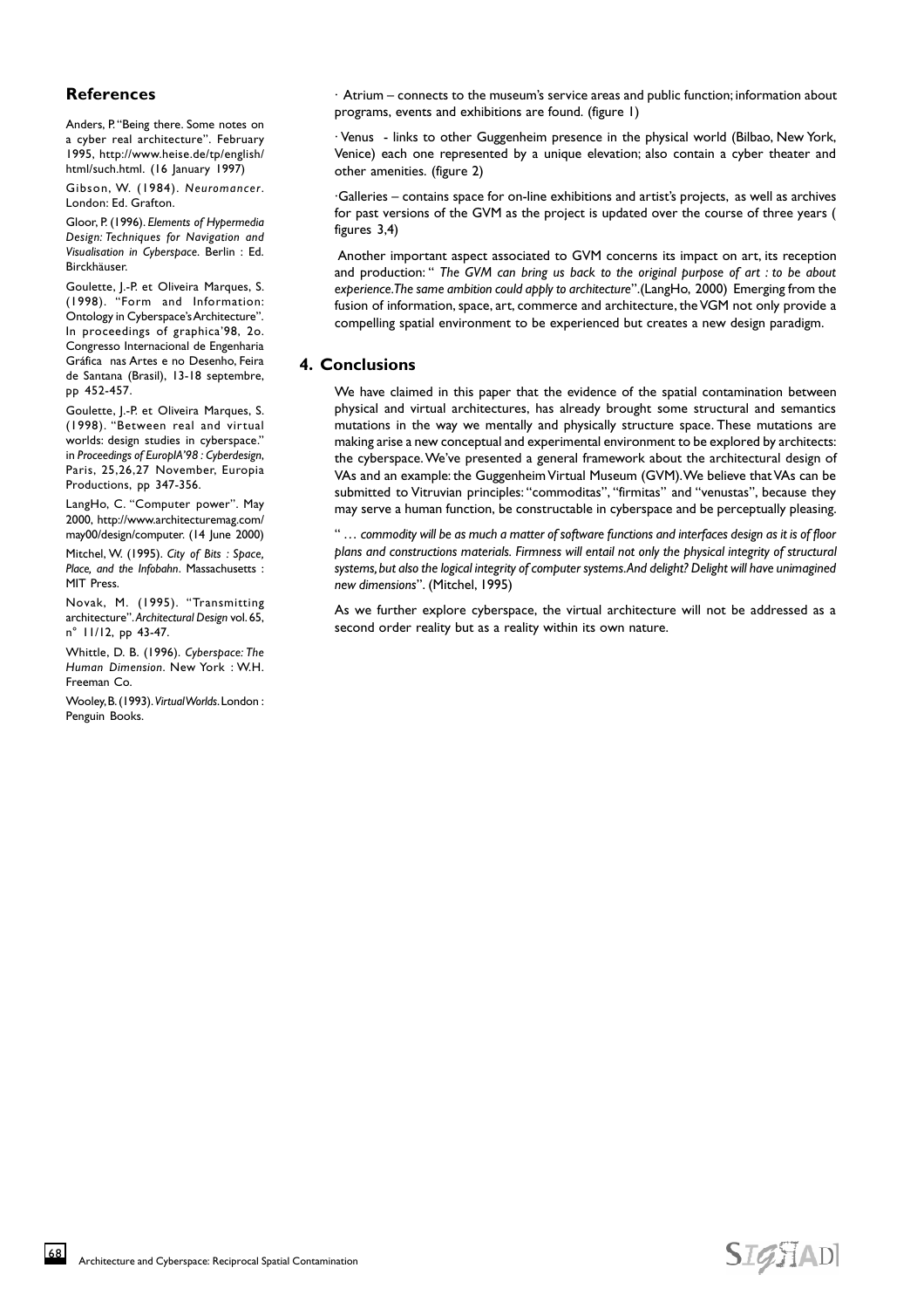· Atrium – connects to the museum's service areas and public function; information about programs, events and exhibitions are found. (figure 1)

· Venus - links to other Guggenheim presence in the physical world (Bilbao, New York, Venice) each one represented by a unique elevation; also contain a cyber theater and other amenities. (figure 2)

·Galleries – contains space for on-line exhibitions and artist's projects, as well as archives for past versions of the GVM as the project is updated over the course of three years ( figures 3,4)

Another important aspect associated to GVM concerns its impact on art, its reception and production: " *The GVM can bring us back to the original purpose of art : to be about experience.The same ambition could apply to architecture*".(LangHo, 2000) Emerging from the fusion of information, space, art, commerce and architecture, the VGM not only provide a compelling spatial environment to be experienced but creates a new design paradigm.

## 4. Conclusions

We have claimed in this paper that the evidence of the spatial contamination between physical and virtual architectures, has already brought some structural and semantics mutations in the way we mentally and physically structure space. These mutations are making arise a new conceptual and experimental environment to be explored by architects: the cyberspace. We've presented a general framework about the architectural design of VAs and an example: the Guggenheim Virtual Museum (GVM). We believe that VAs can be submitted to Vitruvian principles: "commoditas", "firmitas" and "venustas", because they may serve a human function, be constructable in cyberspace and be perceptually pleasing.

" … *commodity will be as much a matter of software functions and interfaces design as it is of floor plans and constructions materials. Firmness will entail not only the physical integrity of structural systems, but also the logical integrity of computer systems. And delight? Delight will have unimagined new dimensions*". (Mitchel, 1995)

As we further explore cyberspace, the virtual architecture will not be addressed as a second order reality but as a reality within its own nature.

## References

Anders, P. "Being there. Some notes on a cyber real architecture". February 1995, http://www.heise.de/tp/english/html/such.html. (16 January 1997)

Gibson, W. (1984). *Neuromancer*. London: Ed. Grafton.

Gloor, P. (1996). *Elements of Hypermedia Design: Techniques for Navigation and Visualisation in Cyberspace*. Berlin : Ed. Birckhäuser.

Goulette, J.-P. et Oliveira Marques, S. (1998). "Form and Information: Ontology in Cyberspace's Architecture". In proceedings of graphica'98, 2o. Congresso Internacional de Engenharia Gráfica nas Artes e no Desenho, Feira de Santana (Brasil), 13-18 septembre, pp 452-457.

Goulette, J.-P. et Oliveira Marques, S. (1998). "Between real and virtual worlds: design studies in cyberspace." in *Proceedings of EuropIA'98 : Cyberdesign*, Paris, 25,26,27 November, Europia Productions, pp 347-356.

LangHo, C. "Computer power". May 2000, http://www.architecturemag.com/may00/design/computer. (14 June 2000)

Mitchel, W. (1995). *City of Bits : Space, Place, and the Infobahn*. Massachusetts : MIT Press.

Novak, M. (1995). "Transmitting architecture". *Architectural Design* vol. 65, n° 11/12, pp 43-47.

Whittle, D. B. (1996). *Cyberspace: The Human Dimension*. New York : W.H. Freeman Co.

Wooley, B. (1993). *Virtual Worlds*. London : Penguin Books.